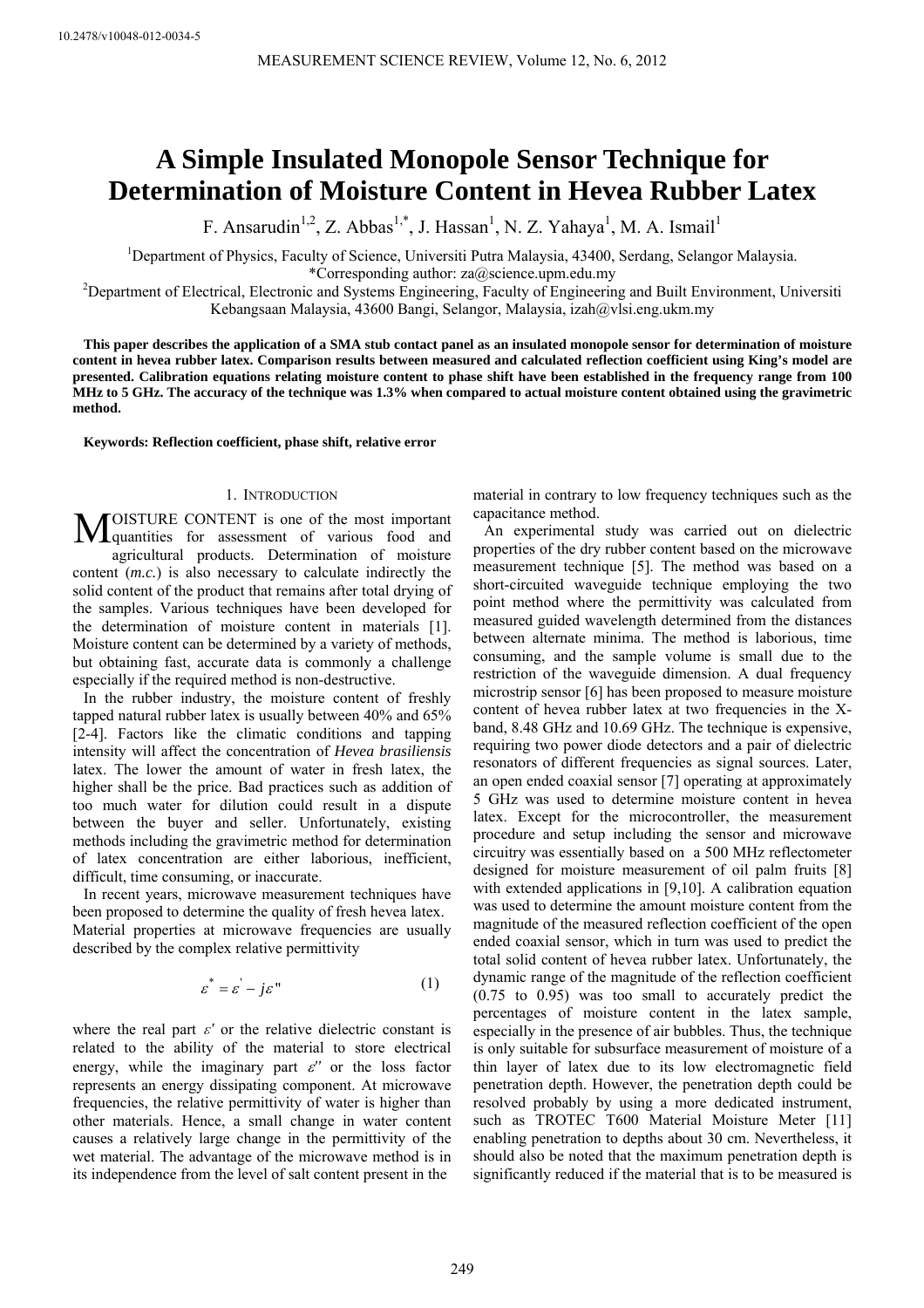10.2478/v10048-012-0034-5

# A Simple Insulated Monopole Sensor Technique for Determination of Moisture Content in Hevea Rubber Latex

F. Ansarudin[1,2], Z. Abbas[1,*], J. Hassan[1], N. Z. Yahaya[1], M. A. Ismail[1]

[1]Department of Physics, Faculty of Science, Universiti Putra Malaysia, 43400, Serdang, Selangor Malaysia.
*Corresponding author: za@science.upm.edu.my
[2]Department of Electrical, Electronic and Systems Engineering, Faculty of Engineering and Built Environment, Universiti Kebangsaan Malaysia, 43600 Bangi, Selangor, Malaysia, izah@vlsi.eng.ukm.my

**This paper describes the application of a SMA stub contact panel as an insulated monopole sensor for determination of moisture content in hevea rubber latex. Comparison results between measured and calculated reflection coefficient using King's model are presented. Calibration equations relating moisture content to phase shift have been established in the frequency range from 100 MHz to 5 GHz. The accuracy of the technique was 1.3% when compared to actual moisture content obtained using the gravimetric method.**

**Keywords: Reflection coefficient, phase shift, relative error**

## 1. Introduction

Moisture content is one of the most important quantities for assessment of various food and agricultural products. Determination of moisture content (*m.c.*) is also necessary to calculate indirectly the solid content of the product that remains after total drying of the samples. Various techniques have been developed for the determination of moisture content in materials [1]. Moisture content can be determined by a variety of methods, but obtaining fast, accurate data is commonly a challenge especially if the required method is non-destructive.

In the rubber industry, the moisture content of freshly tapped natural rubber latex is usually between 40% and 65% [2-4]. Factors like the climatic conditions and tapping intensity will affect the concentration of *Hevea brasiliensis* latex. The lower the amount of water in fresh latex, the higher shall be the price. Bad practices such as addition of too much water for dilution could result in a dispute between the buyer and seller. Unfortunately, existing methods including the gravimetric method for determination of latex concentration are either laborious, inefficient, difficult, time consuming, or inaccurate.

In recent years, microwave measurement techniques have been proposed to determine the quality of fresh hevea latex. Material properties at microwave frequencies are usually described by the complex relative permittivity

$$\varepsilon^* = \varepsilon' - j\varepsilon'' \quad (1)$$

where the real part $\varepsilon'$ or the relative dielectric constant is related to the ability of the material to store electrical energy, while the imaginary part $\varepsilon''$ or the loss factor represents an energy dissipating component. At microwave frequencies, the relative permittivity of water is higher than other materials. Hence, a small change in water content causes a relatively large change in the permittivity of the wet material. The advantage of the microwave method is in its independence from the level of salt content present in the material in contrary to low frequency techniques such as the capacitance method.

An experimental study was carried out on dielectric properties of the dry rubber content based on the microwave measurement technique [5]. The method was based on a short-circuited waveguide technique employing the two point method where the permittivity was calculated from measured guided wavelength determined from the distances between alternate minima. The method is laborious, time consuming, and the sample volume is small due to the restriction of the waveguide dimension. A dual frequency microstrip sensor [6] has been proposed to measure moisture content of hevea rubber latex at two frequencies in the X-band, 8.48 GHz and 10.69 GHz. The technique is expensive, requiring two power diode detectors and a pair of dielectric resonators of different frequencies as signal sources. Later, an open ended coaxial sensor [7] operating at approximately 5 GHz was used to determine moisture content in hevea latex. Except for the microcontroller, the measurement procedure and setup including the sensor and microwave circuitry was essentially based on a 500 MHz reflectometer designed for moisture measurement of oil palm fruits [8] with extended applications in [9,10]. A calibration equation was used to determine the amount moisture content from the magnitude of the measured reflection coefficient of the open ended coaxial sensor, which in turn was used to predict the total solid content of hevea rubber latex. Unfortunately, the dynamic range of the magnitude of the reflection coefficient (0.75 to 0.95) was too small to accurately predict the percentages of moisture content in the latex sample, especially in the presence of air bubbles. Thus, the technique is only suitable for subsurface measurement of moisture of a thin layer of latex due to its low electromagnetic field penetration depth. However, the penetration depth could be resolved probably by using a more dedicated instrument, such as TROTEC T600 Material Moisture Meter [11] enabling penetration to depths about 30 cm. Nevertheless, it should also be noted that the maximum penetration depth is significantly reduced if the material that is to be measured is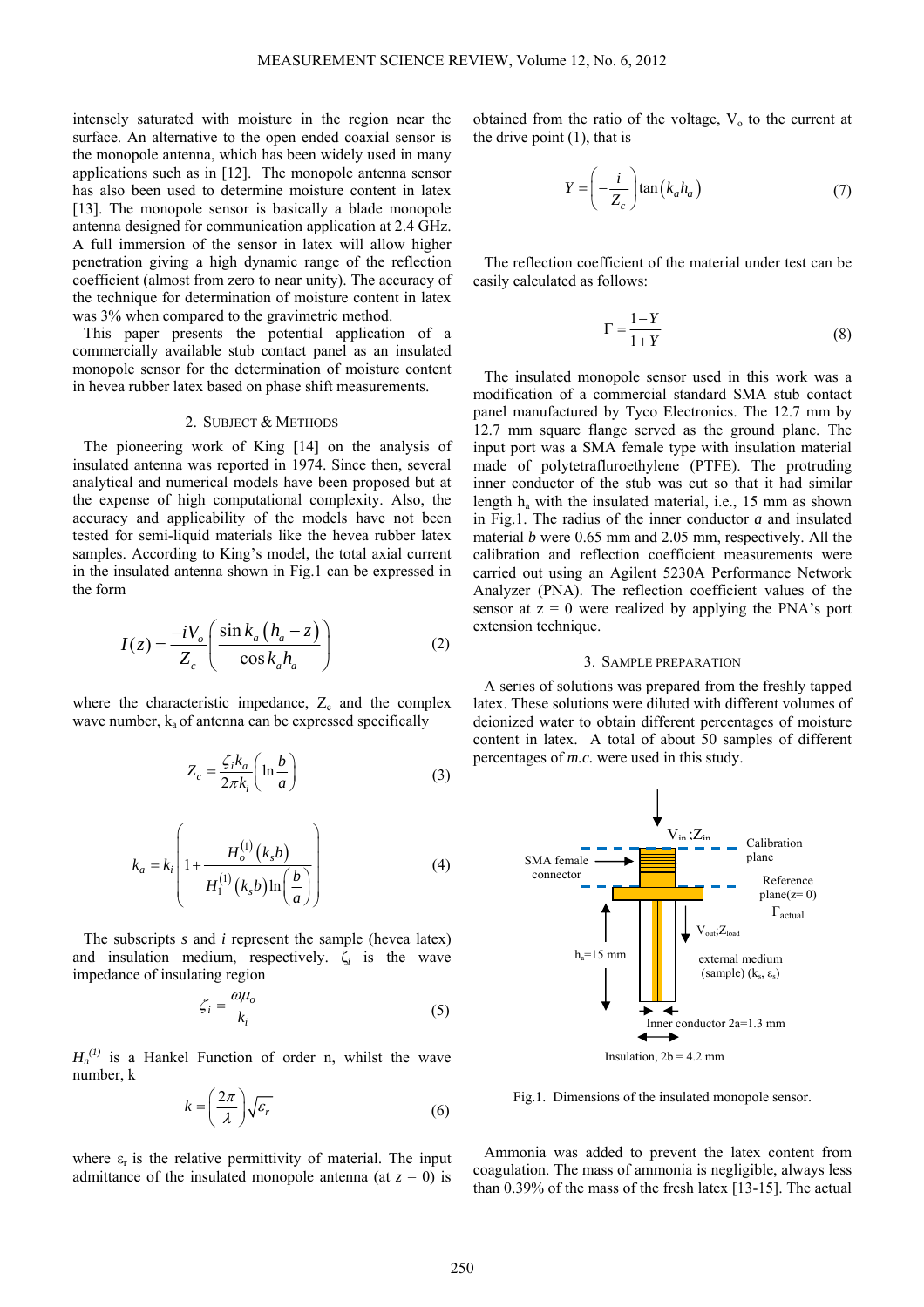intensely saturated with moisture in the region near the surface. An alternative to the open ended coaxial sensor is the monopole antenna, which has been widely used in many applications such as in [12]. The monopole antenna sensor has also been used to determine moisture content in latex [13]. The monopole sensor is basically a blade monopole antenna designed for communication application at 2.4 GHz. A full immersion of the sensor in latex will allow higher penetration giving a high dynamic range of the reflection coefficient (almost from zero to near unity). The accuracy of the technique for determination of moisture content in latex was 3% when compared to the gravimetric method.

This paper presents the potential application of a commercially available stub contact panel as an insulated monopole sensor for the determination of moisture content in hevea rubber latex based on phase shift measurements.

## 2. Subject & Methods

The pioneering work of King [14] on the analysis of insulated antenna was reported in 1974. Since then, several analytical and numerical models have been proposed but at the expense of high computational complexity. Also, the accuracy and applicability of the models have not been tested for semi-liquid materials like the hevea rubber latex samples. According to King's model, the total axial current in the insulated antenna shown in Fig.1 can be expressed in the form

$$I(z) = \frac{-iV_o}{Z_c}\left(\frac{\sin k_a\left(h_a - z\right)}{\cos k_a h_a}\right) \tag{2}$$

where the characteristic impedance, $Z_c$ and the complex wave number, $k_a$ of antenna can be expressed specifically

$$Z_c = \frac{\zeta_i k_a}{2\pi k_i}\left(\ln\frac{b}{a}\right) \tag{3}$$

$$k_a = k_i\left(1 + \frac{H_o^{(1)}\left(k_s b\right)}{H_1^{(1)}\left(k_s b\right)\ln\left(\frac{b}{a}\right)}\right) \tag{4}$$

The subscripts *s* and *i* represent the sample (hevea latex) and insulation medium, respectively. $\zeta_i$ is the wave impedance of insulating region

$$\zeta_i = \frac{\omega\mu_o}{k_i} \tag{5}$$

$H_n^{(1)}$ is a Hankel Function of order n, whilst the wave number, k

$$k = \left(\frac{2\pi}{\lambda}\right)\sqrt{\varepsilon_r} \tag{6}$$

where $\varepsilon_r$ is the relative permittivity of material. The input admittance of the insulated monopole antenna (at $z$ = 0) is obtained from the ratio of the voltage, $V_o$ to the current at the drive point (1), that is

$$Y = \left(-\frac{i}{Z_c}\right)\tan\left(k_a h_a\right) \tag{7}$$

The reflection coefficient of the material under test can be easily calculated as follows:

$$\Gamma = \frac{1-Y}{1+Y} \tag{8}$$

The insulated monopole sensor used in this work was a modification of a commercial standard SMA stub contact panel manufactured by Tyco Electronics. The 12.7 mm by 12.7 mm square flange served as the ground plane. The input port was a SMA female type with insulation material made of polytetrafluroethylene (PTFE). The protruding inner conductor of the stub was cut so that it had similar length $h_a$ with the insulated material, i.e., 15 mm as shown in Fig.1. The radius of the inner conductor *a* and insulated material *b* were 0.65 mm and 2.05 mm, respectively. All the calibration and reflection coefficient measurements were carried out using an Agilent 5230A Performance Network Analyzer (PNA). The reflection coefficient values of the sensor at z = 0 were realized by applying the PNA's port extension technique.

## 3. Sample preparation

A series of solutions was prepared from the freshly tapped latex. These solutions were diluted with different volumes of deionized water to obtain different percentages of moisture content in latex. A total of about 50 samples of different percentages of *m.c.* were used in this study.

Fig.1. Dimensions of the insulated monopole sensor.

Ammonia was added to prevent the latex content from coagulation. The mass of ammonia is negligible, always less than 0.39% of the mass of the fresh latex [13-15]. The actual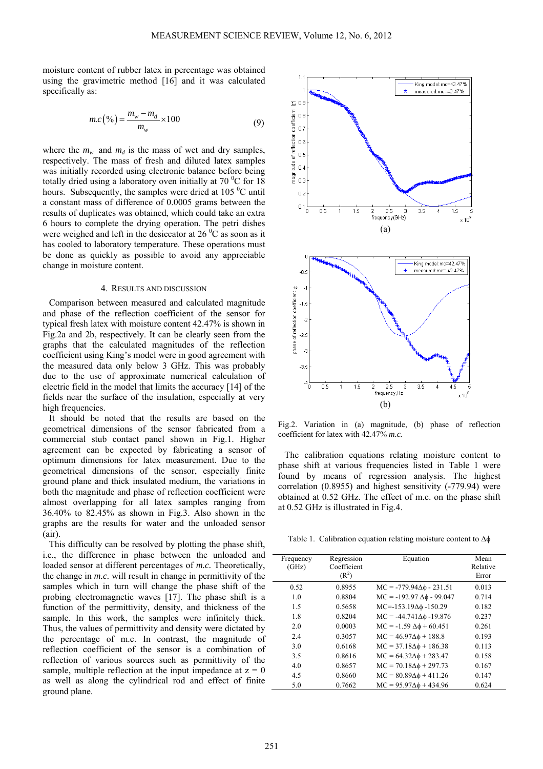moisture content of rubber latex in percentage was obtained using the gravimetric method [16] and it was calculated specifically as:

$$m.c\left(\%\right) = \frac{m_w - m_d}{m_w} \times 100 \tag{9}$$

where the $m_w$ and $m_d$ is the mass of wet and dry samples, respectively. The mass of fresh and diluted latex samples was initially recorded using electronic balance before being totally dried using a laboratory oven initially at 70 $^0$C for 18 hours. Subsequently, the samples were dried at 105 $^0$C until a constant mass of difference of 0.0005 grams between the results of duplicates was obtained, which could take an extra 6 hours to complete the drying operation. The petri dishes were weighed and left in the desiccator at 26 $^0$C as soon as it has cooled to laboratory temperature. These operations must be done as quickly as possible to avoid any appreciable change in moisture content.

## 4. RESULTS AND DISCUSSION

Comparison between measured and calculated magnitude and phase of the reflection coefficient of the sensor for typical fresh latex with moisture content 42.47% is shown in Fig.2a and 2b, respectively. It can be clearly seen from the graphs that the calculated magnitudes of the reflection coefficient using King's model were in good agreement with the measured data only below 3 GHz. This was probably due to the use of approximate numerical calculation of electric field in the model that limits the accuracy [14] of the fields near the surface of the insulation, especially at very high frequencies.

It should be noted that the results are based on the geometrical dimensions of the sensor fabricated from a commercial stub contact panel shown in Fig.1. Higher agreement can be expected by fabricating a sensor of optimum dimensions for latex measurement. Due to the geometrical dimensions of the sensor, especially finite ground plane and thick insulated medium, the variations in both the magnitude and phase of reflection coefficient were almost overlapping for all latex samples ranging from 36.40% to 82.45% as shown in Fig.3. Also shown in the graphs are the results for water and the unloaded sensor (air).

This difficulty can be resolved by plotting the phase shift, i.e., the difference in phase between the unloaded and loaded sensor at different percentages of *m.c.* Theoretically, the change in *m.c.* will result in change in permittivity of the samples which in turn will change the phase shift of the probing electromagnetic waves [17]. The phase shift is a function of the permittivity, density, and thickness of the sample. In this work, the samples were infinitely thick. Thus, the values of permittivity and density were dictated by the percentage of m.c. In contrast, the magnitude of reflection coefficient of the sensor is a combination of reflection of various sources such as permittivity of the sample, multiple reflection at the input impedance at z = 0 as well as along the cylindrical rod and effect of finite ground plane.

Fig.2. Variation in (a) magnitude, (b) phase of reflection coefficient for latex with 42.47% *m.c.*

The calibration equations relating moisture content to phase shift at various frequencies listed in Table 1 were found by means of regression analysis. The highest correlation (0.8955) and highest sensitivity (-779.94) were obtained at 0.52 GHz. The effect of m.c. on the phase shift at 0.52 GHz is illustrated in Fig.4.

Table 1. Calibration equation relating moisture content to $\Delta\phi$

| Frequency (GHz) | Regression Coefficient ($R^2$) | Equation | Mean Relative Error |
|---|---|---|---|
| 0.52 | 0.8955 | MC = -779.94$\Delta\phi$ - 231.51 | 0.013 |
| 1.0 | 0.8804 | MC = -192.97 $\Delta\phi$ - 99.047 | 0.714 |
| 1.5 | 0.5658 | MC=-153.19$\Delta\phi$ -150.29 | 0.182 |
| 1.8 | 0.8204 | MC = -44.741$\Delta\phi$ -19.876 | 0.237 |
| 2.0 | 0.0003 | MC = -1.59 $\Delta\phi$ + 60.451 | 0.261 |
| 2.4 | 0.3057 | MC = 46.97$\Delta\phi$ + 188.8 | 0.193 |
| 3.0 | 0.6168 | MC = 37.18$\Delta\phi$ + 186.38 | 0.113 |
| 3.5 | 0.8616 | MC = 64.32$\Delta\phi$ + 283.47 | 0.158 |
| 4.0 | 0.8657 | MC = 70.18$\Delta\phi$ + 297.73 | 0.167 |
| 4.5 | 0.8660 | MC = 80.89$\Delta\phi$ + 411.26 | 0.147 |
| 5.0 | 0.7662 | MC = 95.97$\Delta\phi$ + 434.96 | 0.624 |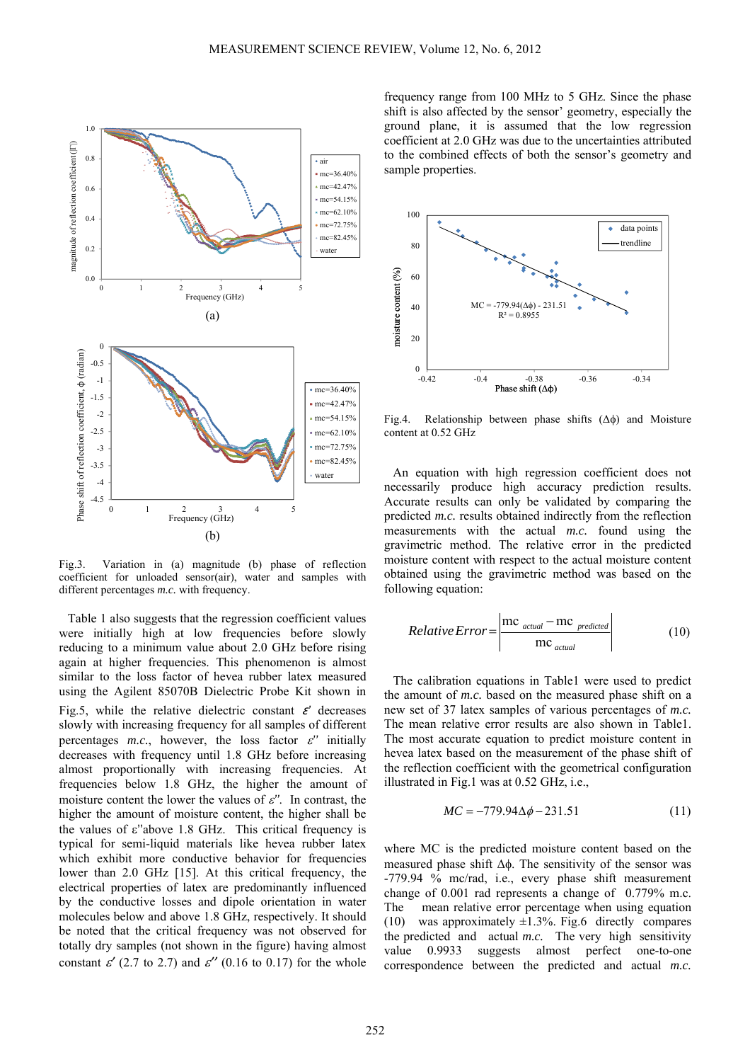Fig.3. Variation in (a) magnitude (b) phase of reflection coefficient for unloaded sensor(air), water and samples with different percentages *m.c.* with frequency.

Table 1 also suggests that the regression coefficient values were initially high at low frequencies before slowly reducing to a minimum value about 2.0 GHz before rising again at higher frequencies. This phenomenon is almost similar to the loss factor of hevea rubber latex measured using the Agilent 85070B Dielectric Probe Kit shown in Fig.5, while the relative dielectric constant $\varepsilon'$ decreases slowly with increasing frequency for all samples of different percentages *m.c.*, however, the loss factor $\varepsilon''$ initially decreases with frequency until 1.8 GHz before increasing almost proportionally with increasing frequencies. At frequencies below 1.8 GHz, the higher the amount of moisture content the lower the values of $\varepsilon''$. In contrast, the higher the amount of moisture content, the higher shall be the values of $\varepsilon''$ above 1.8 GHz. This critical frequency is typical for semi-liquid materials like hevea rubber latex which exhibit more conductive behavior for frequencies lower than 2.0 GHz [15]. At this critical frequency, the electrical properties of latex are predominantly influenced by the conductive losses and dipole orientation in water molecules below and above 1.8 GHz, respectively. It should be noted that the critical frequency was not observed for totally dry samples (not shown in the figure) having almost constant $\varepsilon'$ (2.7 to 2.7) and $\varepsilon''$ (0.16 to 0.17) for the whole frequency range from 100 MHz to 5 GHz. Since the phase shift is also affected by the sensor' geometry, especially the ground plane, it is assumed that the low regression coefficient at 2.0 GHz was due to the uncertainties attributed to the combined effects of both the sensor's geometry and sample properties.

Fig.4. Relationship between phase shifts ($\Delta\phi$) and Moisture content at 0.52 GHz

An equation with high regression coefficient does not necessarily produce high accuracy prediction results. Accurate results can only be validated by comparing the predicted *m.c.* results obtained indirectly from the reflection measurements with the actual *m.c.* found using the gravimetric method. The relative error in the predicted moisture content with respect to the actual moisture content obtained using the gravimetric method was based on the following equation:

$$Relative\,Error = \left| \frac{mc_{actual} - mc_{predicted}}{mc_{actual}} \right| \tag{10}$$

The calibration equations in Table1 were used to predict the amount of *m.c.* based on the measured phase shift on a new set of 37 latex samples of various percentages of *m.c.* The mean relative error results are also shown in Table1. The most accurate equation to predict moisture content in hevea latex based on the measurement of the phase shift of the reflection coefficient with the geometrical configuration illustrated in Fig.1 was at 0.52 GHz, i.e.,

$$MC = -779.94\Delta\phi - 231.51 \tag{11}$$

where MC is the predicted moisture content based on the measured phase shift $\Delta\phi$. The sensitivity of the sensor was -779.94 % mc/rad, i.e., every phase shift measurement change of 0.001 rad represents a change of 0.779% m.c. The mean relative error percentage when using equation (10) was approximately ±1.3%. Fig.6 directly compares the predicted and actual *m.c.* The very high sensitivity value 0.9933 suggests almost perfect one-to-one correspondence between the predicted and actual *m.c.*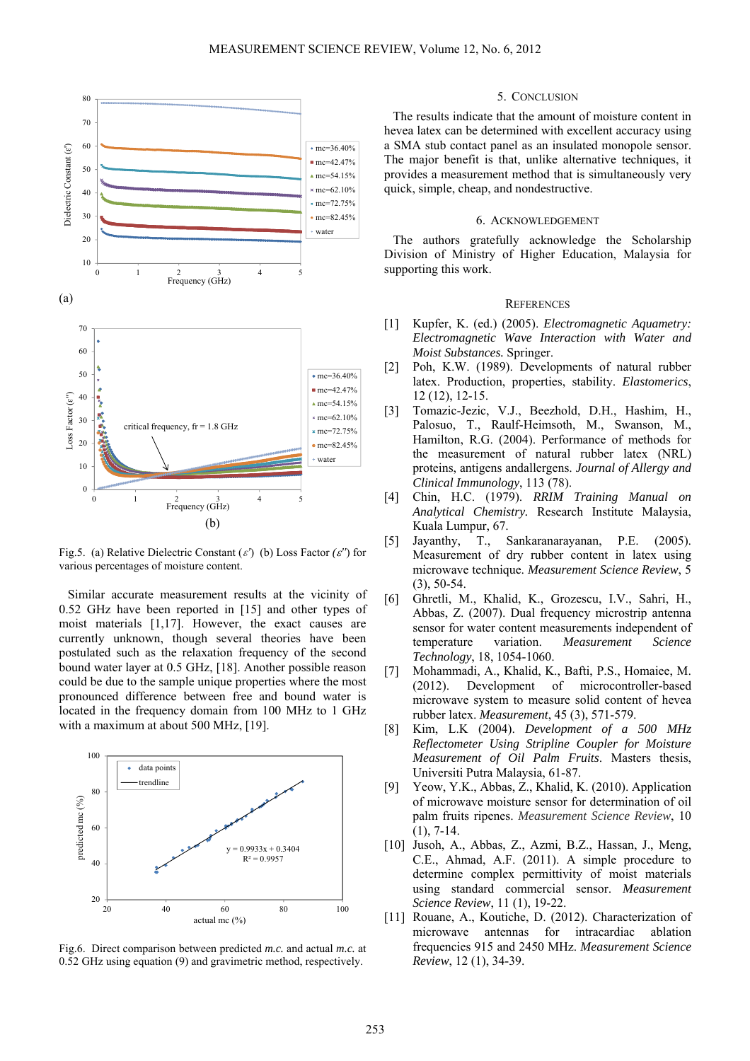Fig.5. (a) Relative Dielectric Constant ($\varepsilon'$) (b) Loss Factor ($\varepsilon''$) for various percentages of moisture content.

Similar accurate measurement results at the vicinity of 0.52 GHz have been reported in [15] and other types of moist materials [1,17]. However, the exact causes are currently unknown, though several theories have been postulated such as the relaxation frequency of the second bound water layer at 0.5 GHz, [18]. Another possible reason could be due to the sample unique properties where the most pronounced difference between free and bound water is located in the frequency domain from 100 MHz to 1 GHz with a maximum at about 500 MHz, [19].

Fig.6. Direct comparison between predicted *m.c.* and actual *m.c.* at 0.52 GHz using equation (9) and gravimetric method, respectively.

## 5. Conclusion

The results indicate that the amount of moisture content in hevea latex can be determined with excellent accuracy using a SMA stub contact panel as an insulated monopole sensor. The major benefit is that, unlike alternative techniques, it provides a measurement method that is simultaneously very quick, simple, cheap, and nondestructive.

## 6. Acknowledgement

The authors gratefully acknowledge the Scholarship Division of Ministry of Higher Education, Malaysia for supporting this work.

## References

[1] Kupfer, K. (ed.) (2005). *Electromagnetic Aquametry: Electromagnetic Wave Interaction with Water and Moist Substances.* Springer.

[2] Poh, K.W. (1989). Developments of natural rubber latex. Production, properties, stability. *Elastomerics*, 12 (12), 12-15.

[3] Tomazic-Jezic, V.J., Beezhold, D.H., Hashim, H., Palosuo, T., Raulf-Heimsoth, M., Swanson, M., Hamilton, R.G. (2004). Performance of methods for the measurement of natural rubber latex (NRL) proteins, antigens andallergens. *Journal of Allergy and Clinical Immunology*, 113 (78).

[4] Chin, H.C. (1979). *RRIM Training Manual on Analytical Chemistry.* Research Institute Malaysia, Kuala Lumpur, 67.

[5] Jayanthy, T., Sankaranarayanan, P.E. (2005). Measurement of dry rubber content in latex using microwave technique. *Measurement Science Review*, 5 (3), 50-54.

[6] Ghretli, M., Khalid, K., Grozescu, I.V., Sahri, H., Abbas, Z. (2007). Dual frequency microstrip antenna sensor for water content measurements independent of temperature variation. *Measurement Science Technology*, 18, 1054-1060.

[7] Mohammadi, A., Khalid, K., Bafti, P.S., Homaiee, M. (2012). Development of microcontroller-based microwave system to measure solid content of hevea rubber latex. *Measurement*, 45 (3), 571-579.

[8] Kim, L.K (2004). *Development of a 500 MHz Reflectometer Using Stripline Coupler for Moisture Measurement of Oil Palm Fruits*. Masters thesis, Universiti Putra Malaysia, 61-87.

[9] Yeow, Y.K., Abbas, Z., Khalid, K. (2010). Application of microwave moisture sensor for determination of oil palm fruits ripenes. *Measurement Science Review*, 10 (1), 7-14.

[10] Jusoh, A., Abbas, Z., Azmi, B.Z., Hassan, J., Meng, C.E., Ahmad, A.F. (2011). A simple procedure to determine complex permittivity of moist materials using standard commercial sensor. *Measurement Science Review*, 11 (1), 19-22.

[11] Rouane, A., Koutiche, D. (2012). Characterization of microwave antennas for intracardiac ablation frequencies 915 and 2450 MHz. *Measurement Science Review*, 12 (1), 34-39.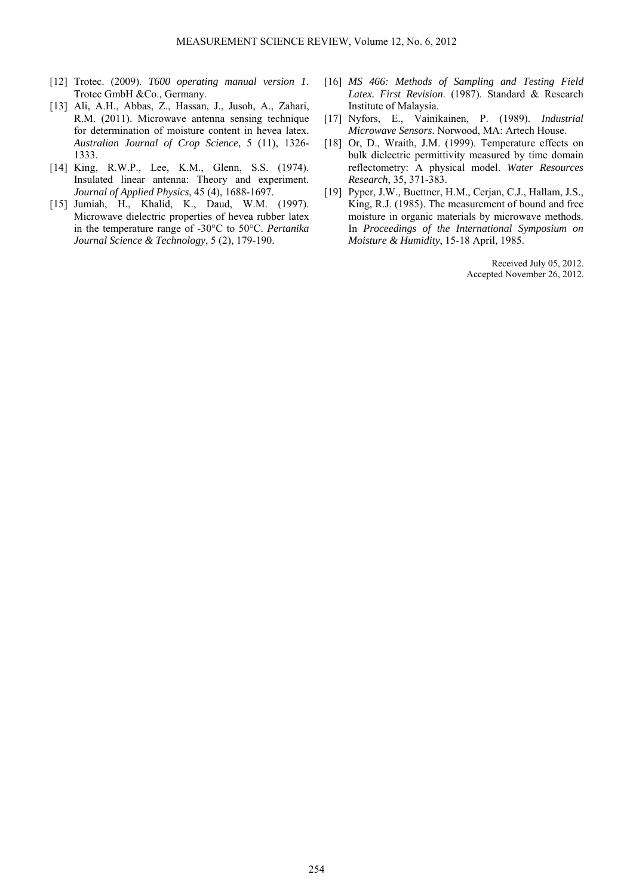[12] Trotec. (2009). *T600 operating manual version 1*. Trotec GmbH &Co., Germany.

[13] Ali, A.H., Abbas, Z., Hassan, J., Jusoh, A., Zahari, R.M. (2011). Microwave antenna sensing technique for determination of moisture content in hevea latex. *Australian Journal of Crop Science*, 5 (11), 1326-1333.

[14] King, R.W.P., Lee, K.M., Glenn, S.S. (1974). Insulated linear antenna: Theory and experiment. *Journal of Applied Physics*, 45 (4), 1688-1697.

[15] Jumiah, H., Khalid, K., Daud, W.M. (1997). Microwave dielectric properties of hevea rubber latex in the temperature range of -30°C to 50°C. *Pertanika Journal Science & Technology*, 5 (2), 179-190.

[16] *MS 466: Methods of Sampling and Testing Field Latex. First Revision*. (1987). Standard & Research Institute of Malaysia.

[17] Nyfors, E., Vainikainen, P. (1989). *Industrial Microwave Sensors*. Norwood, MA: Artech House.

[18] Or, D., Wraith, J.M. (1999). Temperature effects on bulk dielectric permittivity measured by time domain reflectometry: A physical model. *Water Resources Research*, 35, 371-383.

[19] Pyper, J.W., Buettner, H.M., Cerjan, C.J., Hallam, J.S., King, R.J. (1985). The measurement of bound and free moisture in organic materials by microwave methods. In *Proceedings of the International Symposium on Moisture & Humidity*, 15-18 April, 1985.

Received July 05, 2012.
Accepted November 26, 2012.